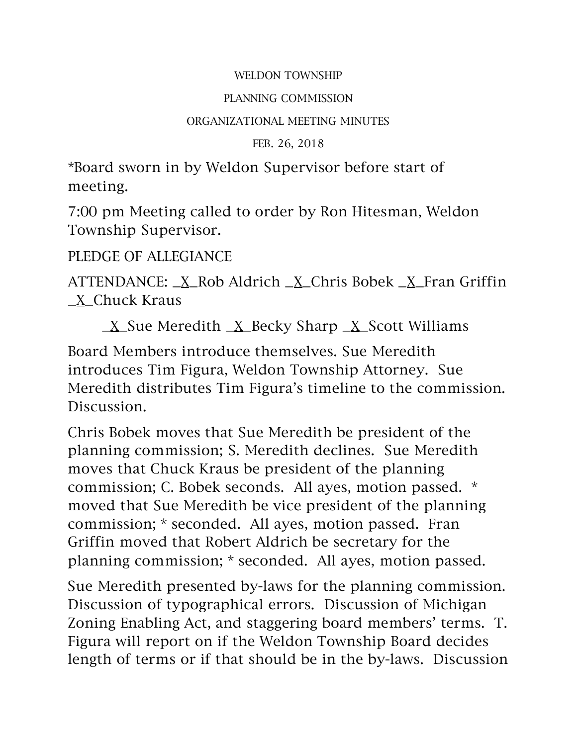WELDON TOWNSHIP

PLANNING COMMISSION

ORGANIZATIONAL MEETING MINUTES

FEB. 26, 2018

*Board sworn in by Weldon Supervisor before start of meeting.

7:00 pm Meeting called to order by Ron Hitesman, Weldon Township Supervisor.

PLEDGE OF ALLEGIANCE

ATTENDANCE: _X_Rob Aldrich _X_Chris Bobek _X_Fran Griffin _X_Chuck Kraus

_X_Sue Meredith _X_Becky Sharp _X_Scott Williams

Board Members introduce themselves. Sue Meredith introduces Tim Figura, Weldon Township Attorney. Sue Meredith distributes Tim Figura's timeline to the commission. Discussion.

Chris Bobek moves that Sue Meredith be president of the planning commission; S. Meredith declines. Sue Meredith moves that Chuck Kraus be president of the planning commission; C. Bobek seconds. All ayes, motion passed. * moved that Sue Meredith be vice president of the planning commission; * seconded. All ayes, motion passed. Fran Griffin moved that Robert Aldrich be secretary for the planning commission; * seconded. All ayes, motion passed.

Sue Meredith presented by-laws for the planning commission. Discussion of typographical errors. Discussion of Michigan Zoning Enabling Act, and staggering board members' terms. T. Figura will report on if the Weldon Township Board decides length of terms or if that should be in the by-laws. Discussion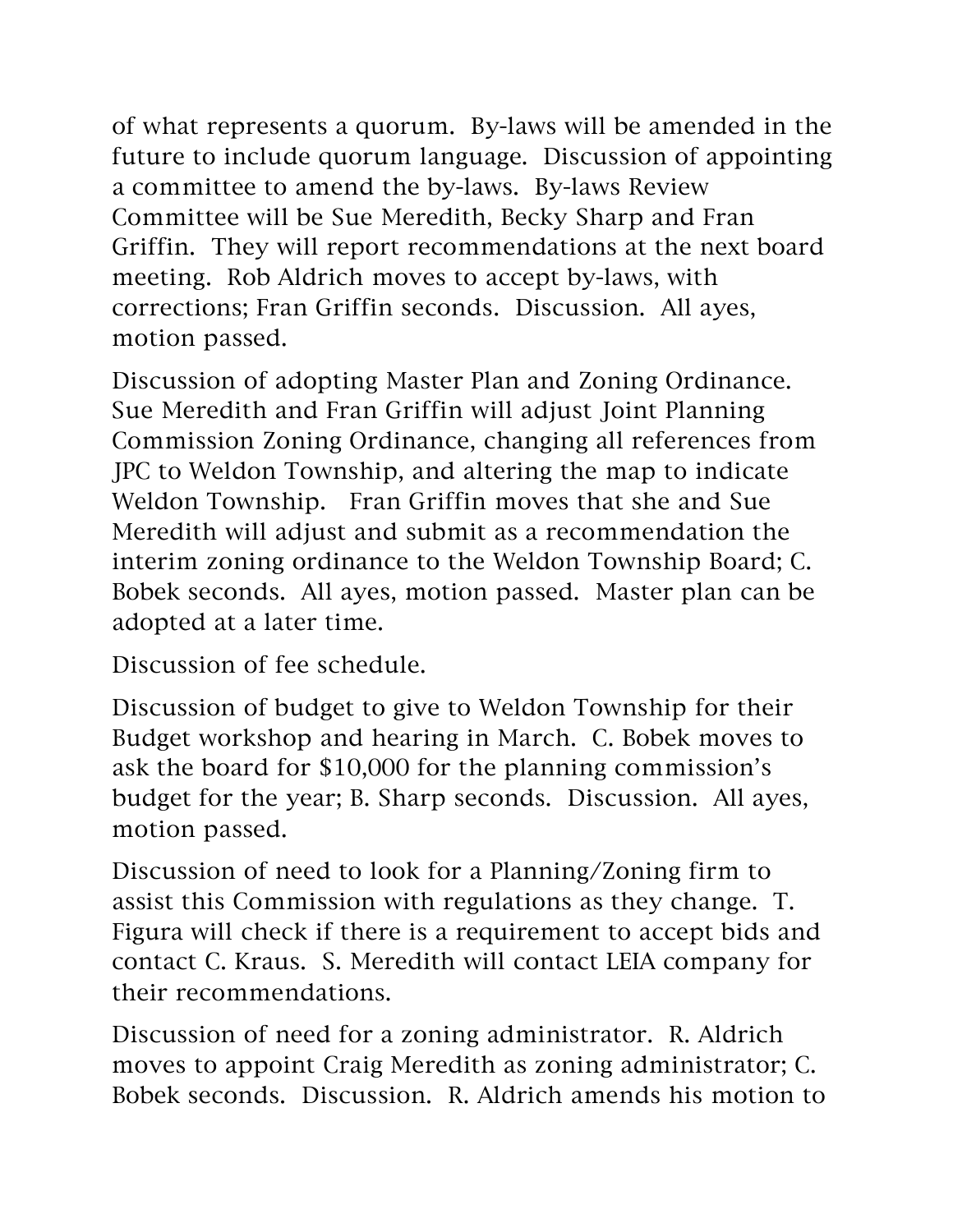of what represents a quorum. By-laws will be amended in the future to include quorum language. Discussion of appointing a committee to amend the by-laws. By-laws Review Committee will be Sue Meredith, Becky Sharp and Fran Griffin. They will report recommendations at the next board meeting. Rob Aldrich moves to accept by-laws, with corrections; Fran Griffin seconds. Discussion. All ayes, motion passed.

Discussion of adopting Master Plan and Zoning Ordinance. Sue Meredith and Fran Griffin will adjust Joint Planning Commission Zoning Ordinance, changing all references from JPC to Weldon Township, and altering the map to indicate Weldon Township. Fran Griffin moves that she and Sue Meredith will adjust and submit as a recommendation the interim zoning ordinance to the Weldon Township Board; C. Bobek seconds. All ayes, motion passed. Master plan can be adopted at a later time.

Discussion of fee schedule.

Discussion of budget to give to Weldon Township for their Budget workshop and hearing in March. C. Bobek moves to ask the board for $10,000 for the planning commission's budget for the year; B. Sharp seconds. Discussion. All ayes, motion passed.

Discussion of need to look for a Planning/Zoning firm to assist this Commission with regulations as they change. T. Figura will check if there is a requirement to accept bids and contact C. Kraus. S. Meredith will contact LEIA company for their recommendations.

Discussion of need for a zoning administrator. R. Aldrich moves to appoint Craig Meredith as zoning administrator; C. Bobek seconds. Discussion. R. Aldrich amends his motion to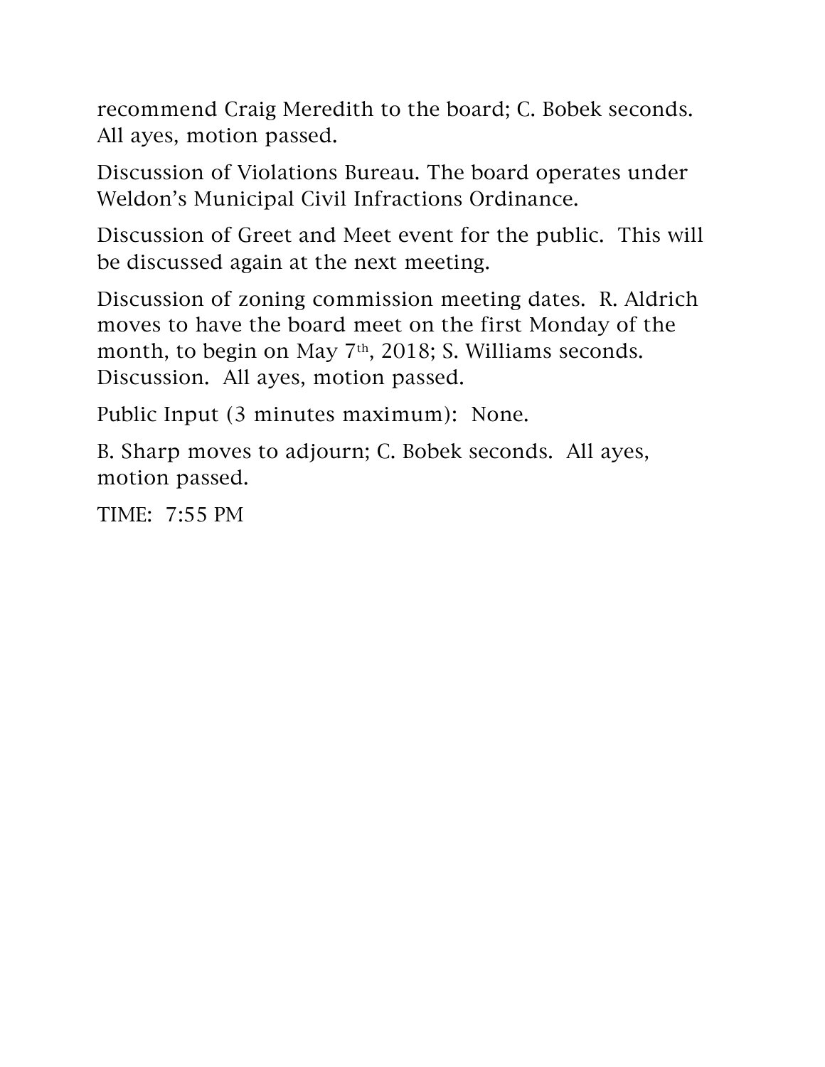recommend Craig Meredith to the board; C. Bobek seconds. All ayes, motion passed.

Discussion of Violations Bureau. The board operates under Weldon's Municipal Civil Infractions Ordinance.

Discussion of Greet and Meet event for the public. This will be discussed again at the next meeting.

Discussion of zoning commission meeting dates. R. Aldrich moves to have the board meet on the first Monday of the month, to begin on May 7th, 2018; S. Williams seconds. Discussion. All ayes, motion passed.

Public Input (3 minutes maximum): None.

B. Sharp moves to adjourn; C. Bobek seconds. All ayes, motion passed.

TIME: 7:55 PM